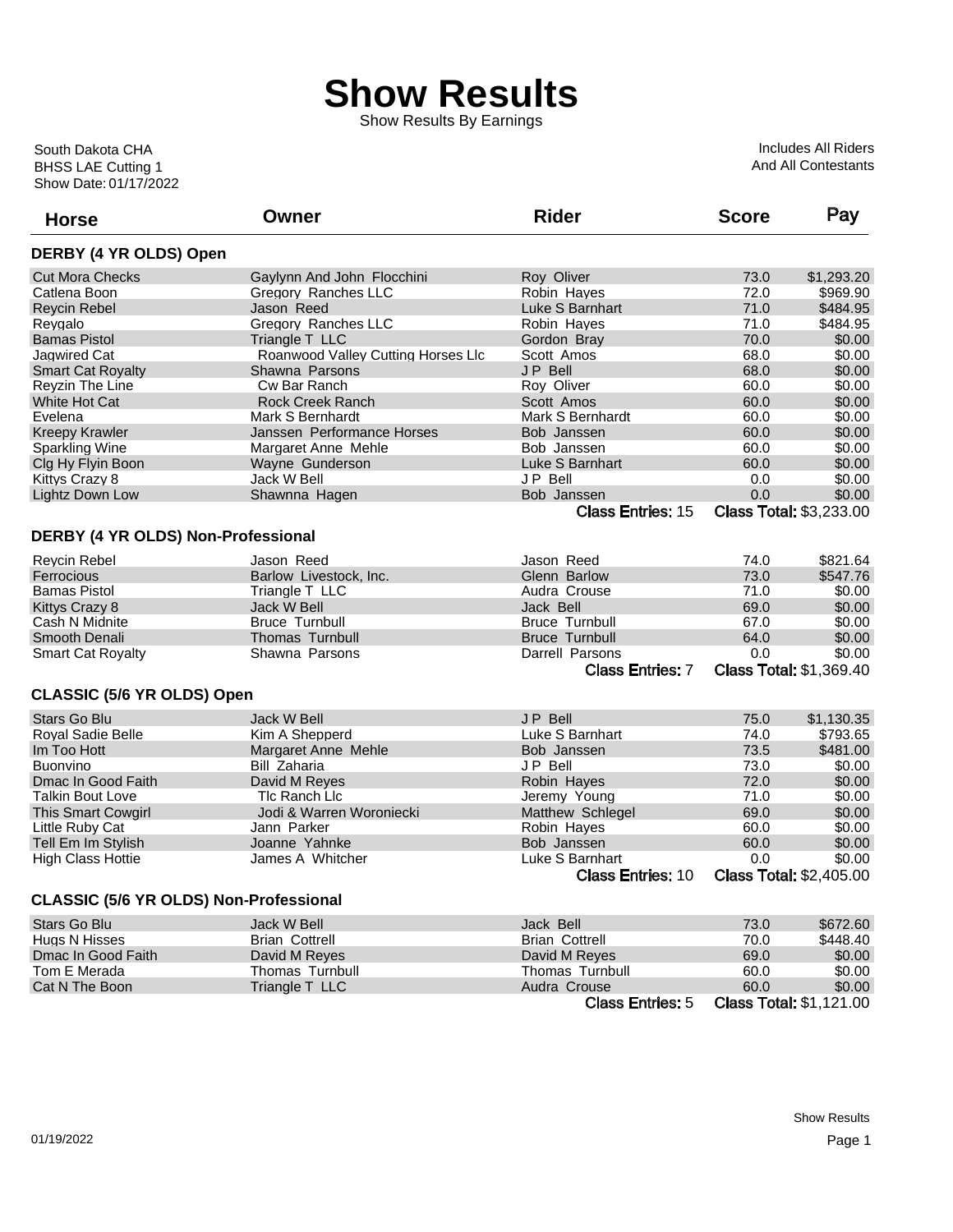# Show Results

Show Results By Earnings

South Dakota CHA
BHSS LAE Cutting 1
Show Date: 01/17/2022

Includes All Riders
And All Contestants

### DERBY (4 YR OLDS) Open

| Horse | Owner | Rider | Score | Pay |
|---|---|---|---|---|
| Cut Mora Checks | Gaylynn And John Flocchini | Roy Oliver | 73.0 | $1,293.20 |
| Catlena Boon | Gregory Ranches LLC | Robin Hayes | 72.0 | $969.90 |
| Reycin Rebel | Jason Reed | Luke S Barnhart | 71.0 | $484.95 |
| Reygalo | Gregory Ranches LLC | Robin Hayes | 71.0 | $484.95 |
| Bamas Pistol | Triangle T LLC | Gordon Bray | 70.0 | $0.00 |
| Jagwired Cat | Roanwood Valley Cutting Horses Llc | Scott Amos | 68.0 | $0.00 |
| Smart Cat Royalty | Shawna Parsons | J P Bell | 68.0 | $0.00 |
| Reyzin The Line | Cw Bar Ranch | Roy Oliver | 60.0 | $0.00 |
| White Hot Cat | Rock Creek Ranch | Scott Amos | 60.0 | $0.00 |
| Evelena | Mark S Bernhardt | Mark S Bernhardt | 60.0 | $0.00 |
| Kreepy Krawler | Janssen Performance Horses | Bob Janssen | 60.0 | $0.00 |
| Sparkling Wine | Margaret Anne Mehle | Bob Janssen | 60.0 | $0.00 |
| Clg Hy Flyin Boon | Wayne Gunderson | Luke S Barnhart | 60.0 | $0.00 |
| Kittys Crazy 8 | Jack W Bell | J P Bell | 0.0 | $0.00 |
| Lightz Down Low | Shawnna Hagen | Bob Janssen | 0.0 | $0.00 |

Class Entries: 15 Class Total: $3,233.00

### DERBY (4 YR OLDS) Non-Professional

| Horse | Owner | Rider | Score | Pay |
|---|---|---|---|---|
| Reycin Rebel | Jason Reed | Jason Reed | 74.0 | $821.64 |
| Ferrocious | Barlow Livestock, Inc. | Glenn Barlow | 73.0 | $547.76 |
| Bamas Pistol | Triangle T LLC | Audra Crouse | 71.0 | $0.00 |
| Kittys Crazy 8 | Jack W Bell | Jack Bell | 69.0 | $0.00 |
| Cash N Midnite | Bruce Turnbull | Bruce Turnbull | 67.0 | $0.00 |
| Smooth Denali | Thomas Turnbull | Bruce Turnbull | 64.0 | $0.00 |
| Smart Cat Royalty | Shawna Parsons | Darrell Parsons | 0.0 | $0.00 |

Class Entries: 7 Class Total: $1,369.40

### CLASSIC (5/6 YR OLDS) Open

| Horse | Owner | Rider | Score | Pay |
|---|---|---|---|---|
| Stars Go Blu | Jack W Bell | J P Bell | 75.0 | $1,130.35 |
| Royal Sadie Belle | Kim A Shepperd | Luke S Barnhart | 74.0 | $793.65 |
| Im Too Hott | Margaret Anne Mehle | Bob Janssen | 73.5 | $481.00 |
| Buonvino | Bill Zaharia | J P Bell | 73.0 | $0.00 |
| Dmac In Good Faith | David M Reyes | Robin Hayes | 72.0 | $0.00 |
| Talkin Bout Love | Tlc Ranch Llc | Jeremy Young | 71.0 | $0.00 |
| This Smart Cowgirl | Jodi & Warren Woroniecki | Matthew Schlegel | 69.0 | $0.00 |
| Little Ruby Cat | Jann Parker | Robin Hayes | 60.0 | $0.00 |
| Tell Em Im Stylish | Joanne Yahnke | Bob Janssen | 60.0 | $0.00 |
| High Class Hottie | James A Whitcher | Luke S Barnhart | 0.0 | $0.00 |

Class Entries: 10 Class Total: $2,405.00

### CLASSIC (5/6 YR OLDS) Non-Professional

| Horse | Owner | Rider | Score | Pay |
|---|---|---|---|---|
| Stars Go Blu | Jack W Bell | Jack Bell | 73.0 | $672.60 |
| Hugs N Hisses | Brian Cottrell | Brian Cottrell | 70.0 | $448.40 |
| Dmac In Good Faith | David M Reyes | David M Reyes | 69.0 | $0.00 |
| Tom E Merada | Thomas Turnbull | Thomas Turnbull | 60.0 | $0.00 |
| Cat N The Boon | Triangle T LLC | Audra Crouse | 60.0 | $0.00 |

Class Entries: 5 Class Total: $1,121.00

01/19/2022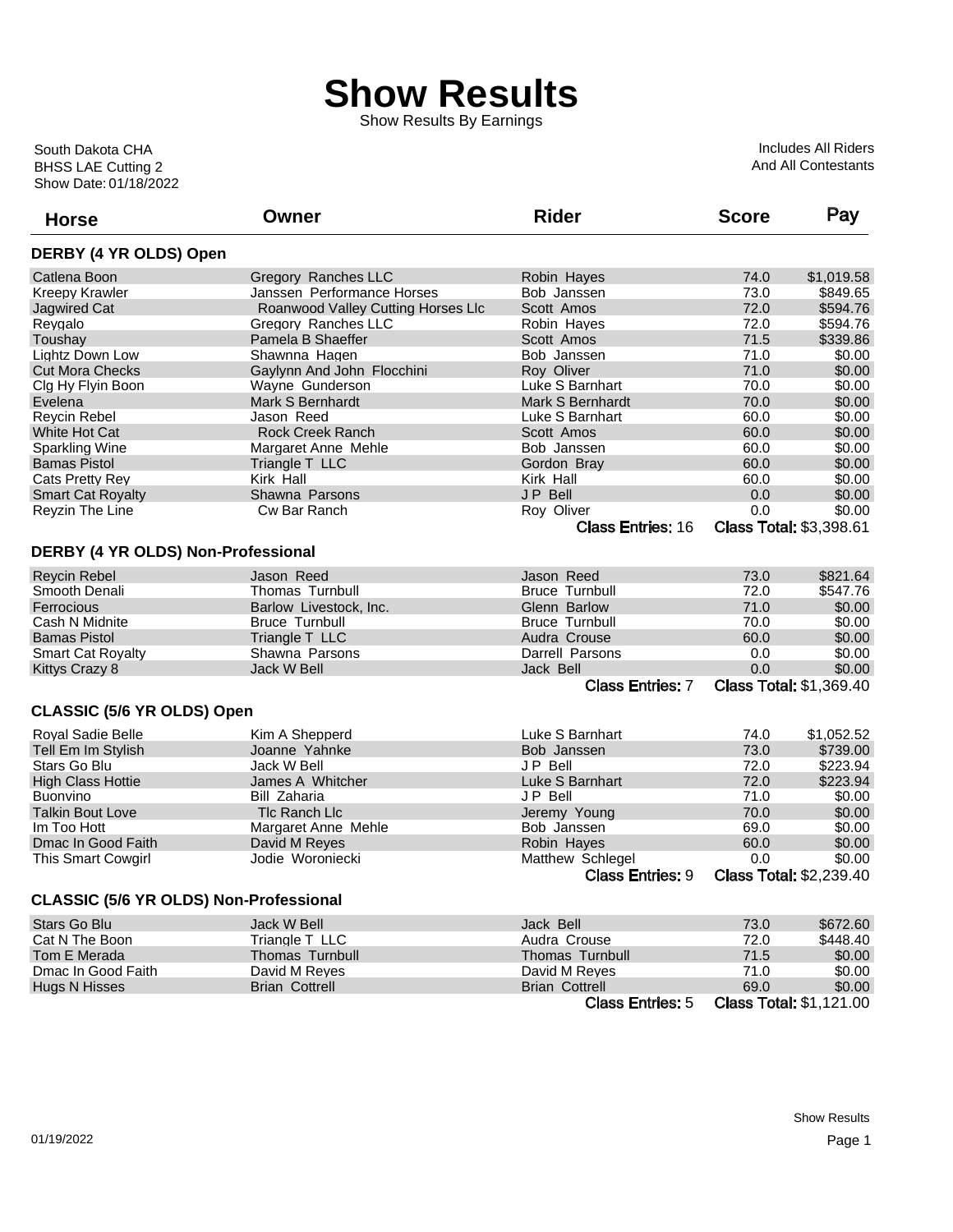# Show Results

Show Results By Earnings

South Dakota CHA
BHSS LAE Cutting 2
Show Date: 01/18/2022

Includes All Riders
And All Contestants

| Horse | Owner | Rider | Score | Pay |
|---|---|---|---|---|
| **DERBY (4 YR OLDS) Open** | | | | |
| Catlena Boon | Gregory Ranches LLC | Robin Hayes | 74.0 | $1,019.58 |
| Kreepy Krawler | Janssen Performance Horses | Bob Janssen | 73.0 | $849.65 |
| Jagwired Cat | Roanwood Valley Cutting Horses Llc | Scott Amos | 72.0 | $594.76 |
| Reygalo | Gregory Ranches LLC | Robin Hayes | 72.0 | $594.76 |
| Toushay | Pamela B Shaeffer | Scott Amos | 71.5 | $339.86 |
| Lightz Down Low | Shawnna Hagen | Bob Janssen | 71.0 | $0.00 |
| Cut Mora Checks | Gaylynn And John Flocchini | Roy Oliver | 71.0 | $0.00 |
| Clg Hy Flyin Boon | Wayne Gunderson | Luke S Barnhart | 70.0 | $0.00 |
| Evelena | Mark S Bernhardt | Mark S Bernhardt | 70.0 | $0.00 |
| Reycin Rebel | Jason Reed | Luke S Barnhart | 60.0 | $0.00 |
| White Hot Cat | Rock Creek Ranch | Scott Amos | 60.0 | $0.00 |
| Sparkling Wine | Margaret Anne Mehle | Bob Janssen | 60.0 | $0.00 |
| Bamas Pistol | Triangle T LLC | Gordon Bray | 60.0 | $0.00 |
| Cats Pretty Rey | Kirk Hall | Kirk Hall | 60.0 | $0.00 |
| Smart Cat Royalty | Shawna Parsons | J P Bell | 0.0 | $0.00 |
| Reyzin The Line | Cw Bar Ranch | Roy Oliver | 0.0 | $0.00 |
| | | Class Entries: 16 | Class Total: | $3,398.61 |
| **DERBY (4 YR OLDS) Non-Professional** | | | | |
| Reycin Rebel | Jason Reed | Jason Reed | 73.0 | $821.64 |
| Smooth Denali | Thomas Turnbull | Bruce Turnbull | 72.0 | $547.76 |
| Ferrocious | Barlow Livestock, Inc. | Glenn Barlow | 71.0 | $0.00 |
| Cash N Midnite | Bruce Turnbull | Bruce Turnbull | 70.0 | $0.00 |
| Bamas Pistol | Triangle T LLC | Audra Crouse | 60.0 | $0.00 |
| Smart Cat Royalty | Shawna Parsons | Darrell Parsons | 0.0 | $0.00 |
| Kittys Crazy 8 | Jack W Bell | Jack Bell | 0.0 | $0.00 |
| | | Class Entries: 7 | Class Total: | $1,369.40 |
| **CLASSIC (5/6 YR OLDS) Open** | | | | |
| Royal Sadie Belle | Kim A Shepperd | Luke S Barnhart | 74.0 | $1,052.52 |
| Tell Em Im Stylish | Joanne Yahnke | Bob Janssen | 73.0 | $739.00 |
| Stars Go Blu | Jack W Bell | J P Bell | 72.0 | $223.94 |
| High Class Hottie | James A Whitcher | Luke S Barnhart | 72.0 | $223.94 |
| Buonvino | Bill Zaharia | J P Bell | 71.0 | $0.00 |
| Talkin Bout Love | Tlc Ranch Llc | Jeremy Young | 70.0 | $0.00 |
| Im Too Hott | Margaret Anne Mehle | Bob Janssen | 69.0 | $0.00 |
| Dmac In Good Faith | David M Reyes | Robin Hayes | 60.0 | $0.00 |
| This Smart Cowgirl | Jodie Woroniecki | Matthew Schlegel | 0.0 | $0.00 |
| | | Class Entries: 9 | Class Total: | $2,239.40 |
| **CLASSIC (5/6 YR OLDS) Non-Professional** | | | | |
| Stars Go Blu | Jack W Bell | Jack Bell | 73.0 | $672.60 |
| Cat N The Boon | Triangle T LLC | Audra Crouse | 72.0 | $448.40 |
| Tom E Merada | Thomas Turnbull | Thomas Turnbull | 71.5 | $0.00 |
| Dmac In Good Faith | David M Reyes | David M Reyes | 71.0 | $0.00 |
| Hugs N Hisses | Brian Cottrell | Brian Cottrell | 69.0 | $0.00 |
| | | Class Entries: 5 | Class Total: | $1,121.00 |

Show Results

01/19/2022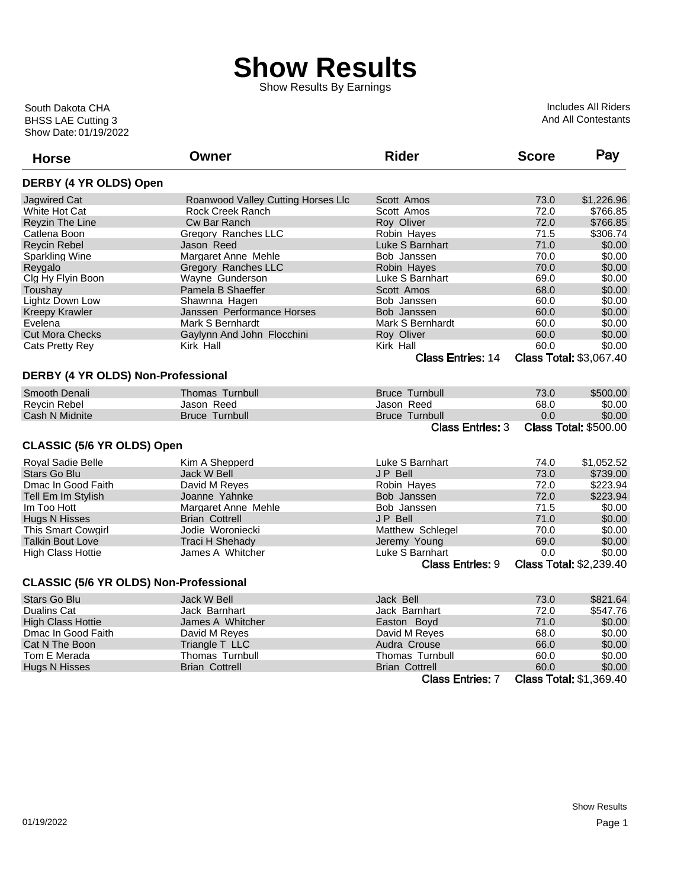# Show Results

Show Results By Earnings

South Dakota CHA
BHSS LAE Cutting 3
Show Date: 01/19/2022

Includes All Riders
And All Contestants

| Horse | Owner | Rider | Score | Pay |
|---|---|---|---|---|

### DERBY (4 YR OLDS) Open

| Horse | Owner | Rider | Score | Pay |
|---|---|---|---|---|
| Jagwired Cat | Roanwood Valley Cutting Horses Llc | Scott Amos | 73.0 | $1,226.96 |
| White Hot Cat | Rock Creek Ranch | Scott Amos | 72.0 | $766.85 |
| Reyzin The Line | Cw Bar Ranch | Roy Oliver | 72.0 | $766.85 |
| Catlena Boon | Gregory Ranches LLC | Robin Hayes | 71.5 | $306.74 |
| Reycin Rebel | Jason Reed | Luke S Barnhart | 71.0 | $0.00 |
| Sparkling Wine | Margaret Anne Mehle | Bob Janssen | 70.0 | $0.00 |
| Reygalo | Gregory Ranches LLC | Robin Hayes | 70.0 | $0.00 |
| Clg Hy Flyin Boon | Wayne Gunderson | Luke S Barnhart | 69.0 | $0.00 |
| Toushay | Pamela B Shaeffer | Scott Amos | 68.0 | $0.00 |
| Lightz Down Low | Shawnna Hagen | Bob Janssen | 60.0 | $0.00 |
| Kreepy Krawler | Janssen Performance Horses | Bob Janssen | 60.0 | $0.00 |
| Evelena | Mark S Bernhardt | Mark S Bernhardt | 60.0 | $0.00 |
| Cut Mora Checks | Gaylynn And John Flocchini | Roy Oliver | 60.0 | $0.00 |
| Cats Pretty Rey | Kirk Hall | Kirk Hall | 60.0 | $0.00 |

Class Entries: 14 Class Total: $3,067.40

### DERBY (4 YR OLDS) Non-Professional

| Horse | Owner | Rider | Score | Pay |
|---|---|---|---|---|
| Smooth Denali | Thomas Turnbull | Bruce Turnbull | 73.0 | $500.00 |
| Reycin Rebel | Jason Reed | Jason Reed | 68.0 | $0.00 |
| Cash N Midnite | Bruce Turnbull | Bruce Turnbull | 0.0 | $0.00 |

Class Entries: 3 Class Total: $500.00

### CLASSIC (5/6 YR OLDS) Open

| Horse | Owner | Rider | Score | Pay |
|---|---|---|---|---|
| Royal Sadie Belle | Kim A Shepperd | Luke S Barnhart | 74.0 | $1,052.52 |
| Stars Go Blu | Jack W Bell | J P Bell | 73.0 | $739.00 |
| Dmac In Good Faith | David M Reyes | Robin Hayes | 72.0 | $223.94 |
| Tell Em Im Stylish | Joanne Yahnke | Bob Janssen | 72.0 | $223.94 |
| Im Too Hott | Margaret Anne Mehle | Bob Janssen | 71.5 | $0.00 |
| Hugs N Hisses | Brian Cottrell | J P Bell | 71.0 | $0.00 |
| This Smart Cowgirl | Jodie Woroniecki | Matthew Schlegel | 70.0 | $0.00 |
| Talkin Bout Love | Traci H Shehady | Jeremy Young | 69.0 | $0.00 |
| High Class Hottie | James A Whitcher | Luke S Barnhart | 0.0 | $0.00 |

Class Entries: 9 Class Total: $2,239.40

### CLASSIC (5/6 YR OLDS) Non-Professional

| Horse | Owner | Rider | Score | Pay |
|---|---|---|---|---|
| Stars Go Blu | Jack W Bell | Jack Bell | 73.0 | $821.64 |
| Dualins Cat | Jack Barnhart | Jack Barnhart | 72.0 | $547.76 |
| High Class Hottie | James A Whitcher | Easton Boyd | 71.0 | $0.00 |
| Dmac In Good Faith | David M Reyes | David M Reyes | 68.0 | $0.00 |
| Cat N The Boon | Triangle T LLC | Audra Crouse | 66.0 | $0.00 |
| Tom E Merada | Thomas Turnbull | Thomas Turnbull | 60.0 | $0.00 |
| Hugs N Hisses | Brian Cottrell | Brian Cottrell | 60.0 | $0.00 |

Class Entries: 7 Class Total: $1,369.40